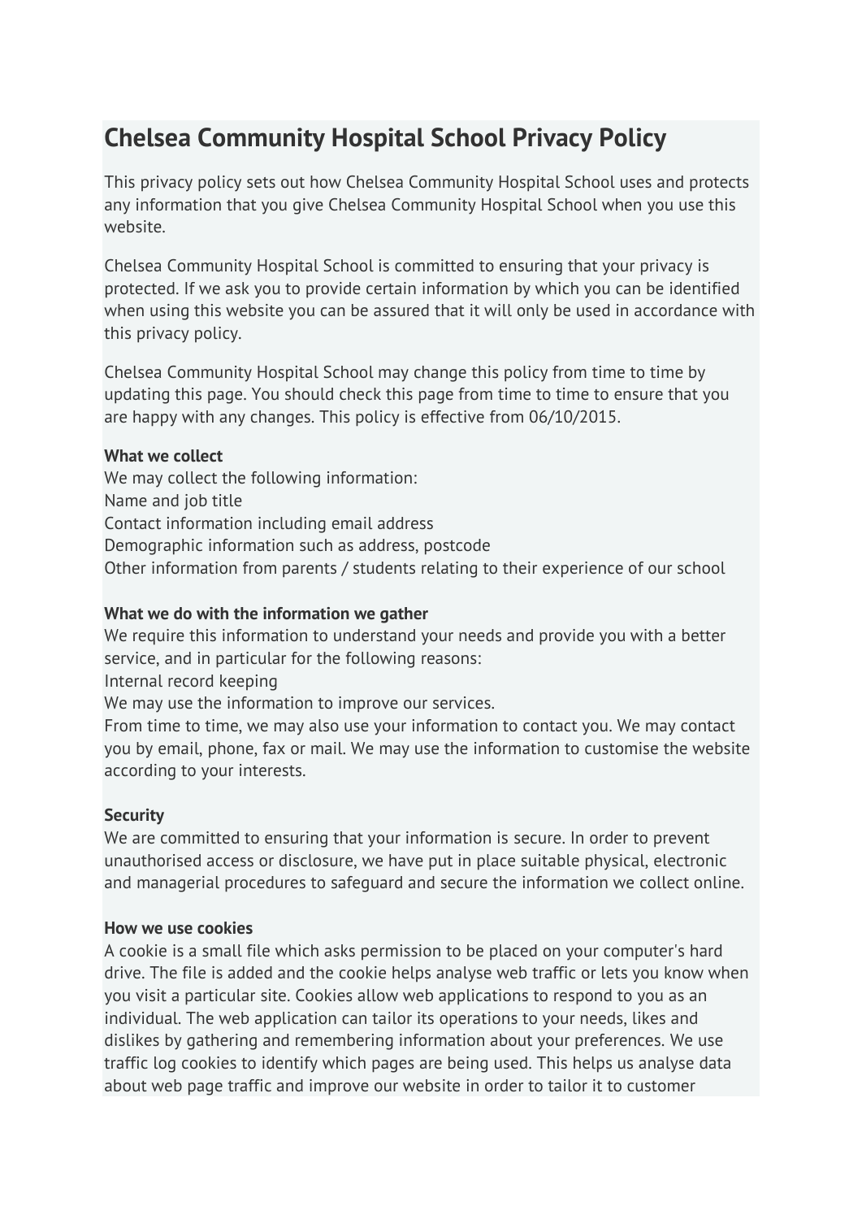# Chelsea Community Hospital School Privacy Policy

This privacy policy sets out how Chelsea Community Hospital School uses and protects any information that you give Chelsea Community Hospital School when you use this website.

Chelsea Community Hospital School is committed to ensuring that your privacy is protected. If we ask you to provide certain information by which you can be identified when using this website you can be assured that it will only be used in accordance with this privacy policy.

Chelsea Community Hospital School may change this policy from time to time by updating this page. You should check this page from time to time to ensure that you are happy with any changes. This policy is effective from 06/10/2015.

**What we collect**
We may collect the following information:
Name and job title
Contact information including email address
Demographic information such as address, postcode
Other information from parents / students relating to their experience of our school

**What we do with the information we gather**
We require this information to understand your needs and provide you with a better service, and in particular for the following reasons:
Internal record keeping
We may use the information to improve our services.
From time to time, we may also use your information to contact you. We may contact you by email, phone, fax or mail. We may use the information to customise the website according to your interests.

**Security**
We are committed to ensuring that your information is secure. In order to prevent unauthorised access or disclosure, we have put in place suitable physical, electronic and managerial procedures to safeguard and secure the information we collect online.

**How we use cookies**
A cookie is a small file which asks permission to be placed on your computer's hard drive. The file is added and the cookie helps analyse web traffic or lets you know when you visit a particular site. Cookies allow web applications to respond to you as an individual. The web application can tailor its operations to your needs, likes and dislikes by gathering and remembering information about your preferences. We use traffic log cookies to identify which pages are being used. This helps us analyse data about web page traffic and improve our website in order to tailor it to customer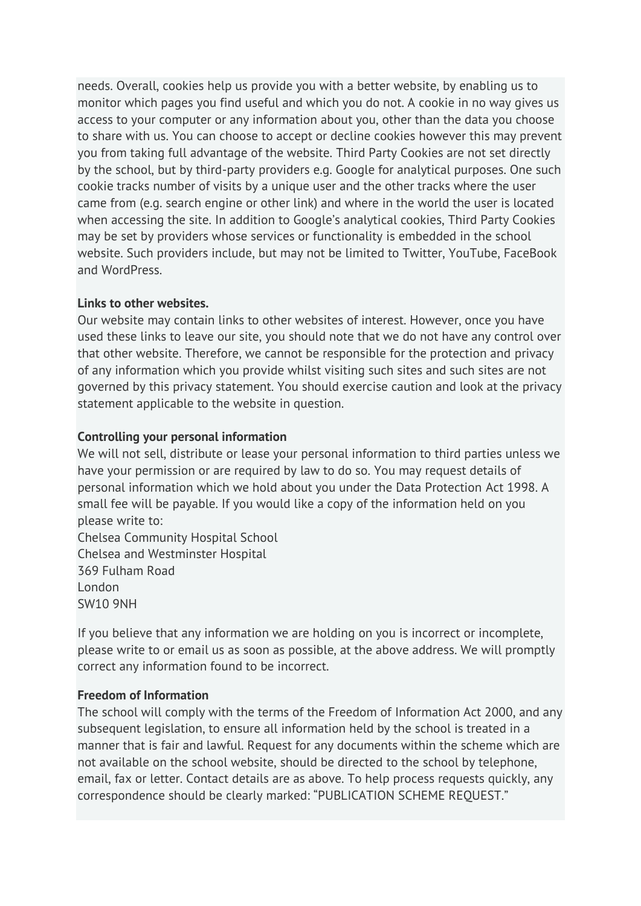needs. Overall, cookies help us provide you with a better website, by enabling us to monitor which pages you find useful and which you do not. A cookie in no way gives us access to your computer or any information about you, other than the data you choose to share with us. You can choose to accept or decline cookies however this may prevent you from taking full advantage of the website. Third Party Cookies are not set directly by the school, but by third-party providers e.g. Google for analytical purposes. One such cookie tracks number of visits by a unique user and the other tracks where the user came from (e.g. search engine or other link) and where in the world the user is located when accessing the site. In addition to Google's analytical cookies, Third Party Cookies may be set by providers whose services or functionality is embedded in the school website. Such providers include, but may not be limited to Twitter, YouTube, FaceBook and WordPress.

**Links to other websites.**

Our website may contain links to other websites of interest. However, once you have used these links to leave our site, you should note that we do not have any control over that other website. Therefore, we cannot be responsible for the protection and privacy of any information which you provide whilst visiting such sites and such sites are not governed by this privacy statement. You should exercise caution and look at the privacy statement applicable to the website in question.

**Controlling your personal information**

We will not sell, distribute or lease your personal information to third parties unless we have your permission or are required by law to do so. You may request details of personal information which we hold about you under the Data Protection Act 1998. A small fee will be payable. If you would like a copy of the information held on you please write to:

Chelsea Community Hospital School
Chelsea and Westminster Hospital
369 Fulham Road
London
SW10 9NH

If you believe that any information we are holding on you is incorrect or incomplete, please write to or email us as soon as possible, at the above address. We will promptly correct any information found to be incorrect.

**Freedom of Information**

The school will comply with the terms of the Freedom of Information Act 2000, and any subsequent legislation, to ensure all information held by the school is treated in a manner that is fair and lawful. Request for any documents within the scheme which are not available on the school website, should be directed to the school by telephone, email, fax or letter. Contact details are as above. To help process requests quickly, any correspondence should be clearly marked: "PUBLICATION SCHEME REQUEST."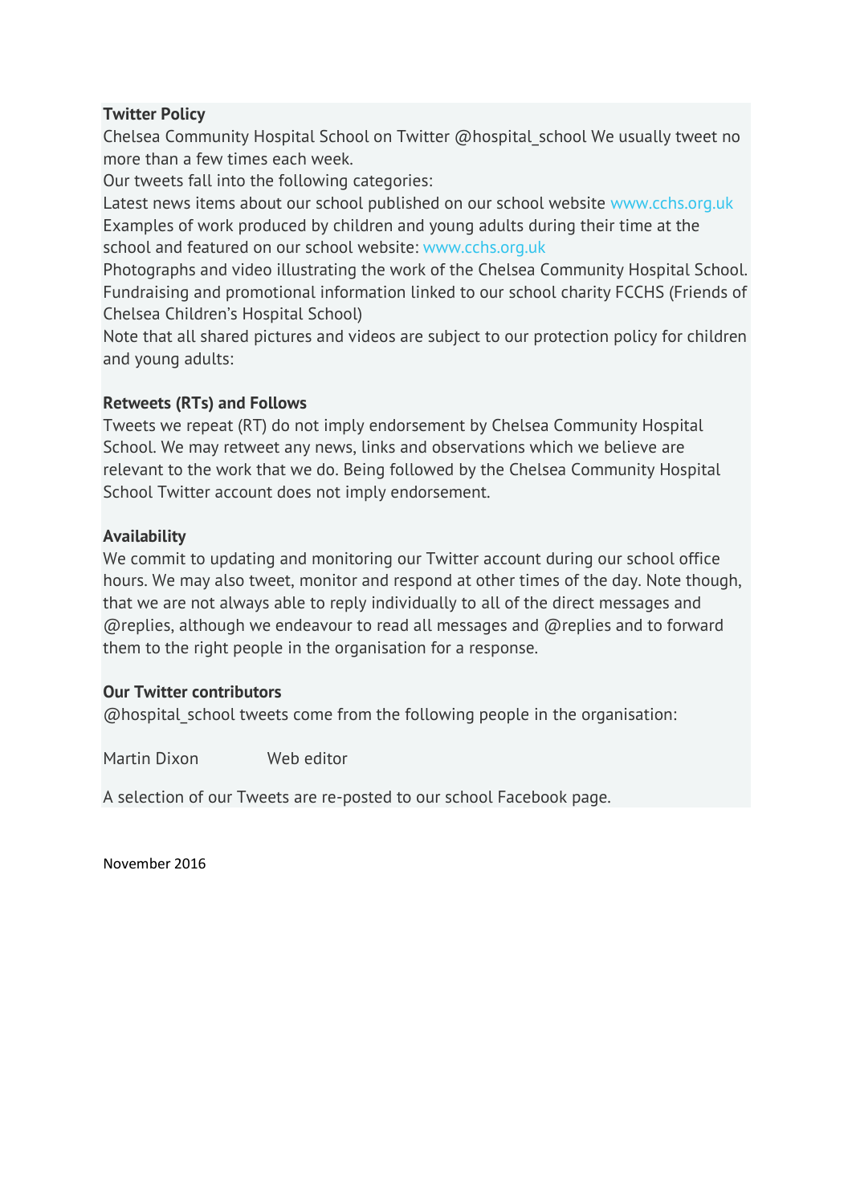**Twitter Policy**

Chelsea Community Hospital School on Twitter @hospital_school We usually tweet no more than a few times each week.

Our tweets fall into the following categories:

Latest news items about our school published on our school website www.cchs.org.uk

Examples of work produced by children and young adults during their time at the school and featured on our school website: www.cchs.org.uk

Photographs and video illustrating the work of the Chelsea Community Hospital School.

Fundraising and promotional information linked to our school charity FCCHS (Friends of Chelsea Children's Hospital School)

Note that all shared pictures and videos are subject to our protection policy for children and young adults:

**Retweets (RTs) and Follows**

Tweets we repeat (RT) do not imply endorsement by Chelsea Community Hospital School. We may retweet any news, links and observations which we believe are relevant to the work that we do. Being followed by the Chelsea Community Hospital School Twitter account does not imply endorsement.

**Availability**

We commit to updating and monitoring our Twitter account during our school office hours. We may also tweet, monitor and respond at other times of the day. Note though, that we are not always able to reply individually to all of the direct messages and @replies, although we endeavour to read all messages and @replies and to forward them to the right people in the organisation for a response.

**Our Twitter contributors**

@hospital_school tweets come from the following people in the organisation:

Martin Dixon Web editor

A selection of our Tweets are re-posted to our school Facebook page.

November 2016